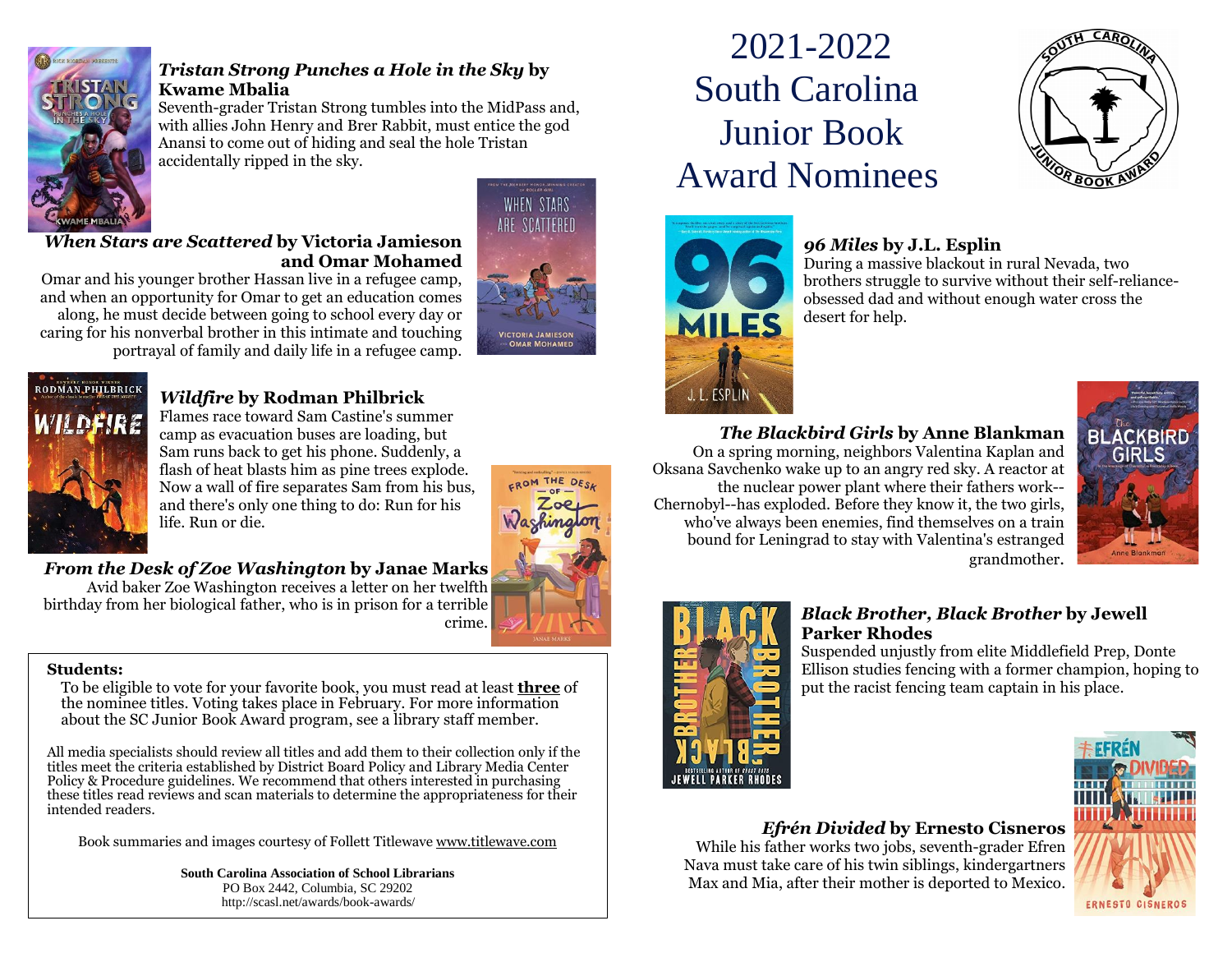# 2021-2022 South Carolina Junior Book Award Nominees

### *Tristan Strong Punches a Hole in the Sky* by Kwame Mbalia

Seventh-grader Tristan Strong tumbles into the MidPass and, with allies John Henry and Brer Rabbit, must entice the god Anansi to come out of hiding and seal the hole Tristan accidentally ripped in the sky.

### *When Stars are Scattered* by Victoria Jamieson and Omar Mohamed

Omar and his younger brother Hassan live in a refugee camp, and when an opportunity for Omar to get an education comes along, he must decide between going to school every day or caring for his nonverbal brother in this intimate and touching portrayal of family and daily life in a refugee camp.

### *Wildfire* by Rodman Philbrick

Flames race toward Sam Castine's summer camp as evacuation buses are loading, but Sam runs back to get his phone. Suddenly, a flash of heat blasts him as pine trees explode. Now a wall of fire separates Sam from his bus, and there's only one thing to do: Run for his life. Run or die.

### *From the Desk of Zoe Washington* by Janae Marks

Avid baker Zoe Washington receives a letter on her twelfth birthday from her biological father, who is in prison for a terrible crime.

**Students:**

To be eligible to vote for your favorite book, you must read at least **three** of the nominee titles. Voting takes place in February. For more information about the SC Junior Book Award program, see a library staff member.

All media specialists should review all titles and add them to their collection only if the titles meet the criteria established by District Board Policy and Library Media Center Policy & Procedure guidelines. We recommend that others interested in purchasing these titles read reviews and scan materials to determine the appropriateness for their intended readers.

Book summaries and images courtesy of Follett Titlewave www.titlewave.com

**South Carolina Association of School Librarians**
PO Box 2442, Columbia, SC 29202
http://scasl.net/awards/book-awards/

### *96 Miles* by J.L. Esplin

During a massive blackout in rural Nevada, two brothers struggle to survive without their self-reliance-obsessed dad and without enough water cross the desert for help.

### *The Blackbird Girls* by Anne Blankman

On a spring morning, neighbors Valentina Kaplan and Oksana Savchenko wake up to an angry red sky. A reactor at the nuclear power plant where their fathers work--Chernobyl--has exploded. Before they know it, the two girls, who've always been enemies, find themselves on a train bound for Leningrad to stay with Valentina's estranged grandmother.

### *Black Brother, Black Brother* by Jewell Parker Rhodes

Suspended unjustly from elite Middlefield Prep, Donte Ellison studies fencing with a former champion, hoping to put the racist fencing team captain in his place.

### *Efrén Divided* by Ernesto Cisneros

While his father works two jobs, seventh-grader Efren Nava must take care of his twin siblings, kindergartners Max and Mia, after their mother is deported to Mexico.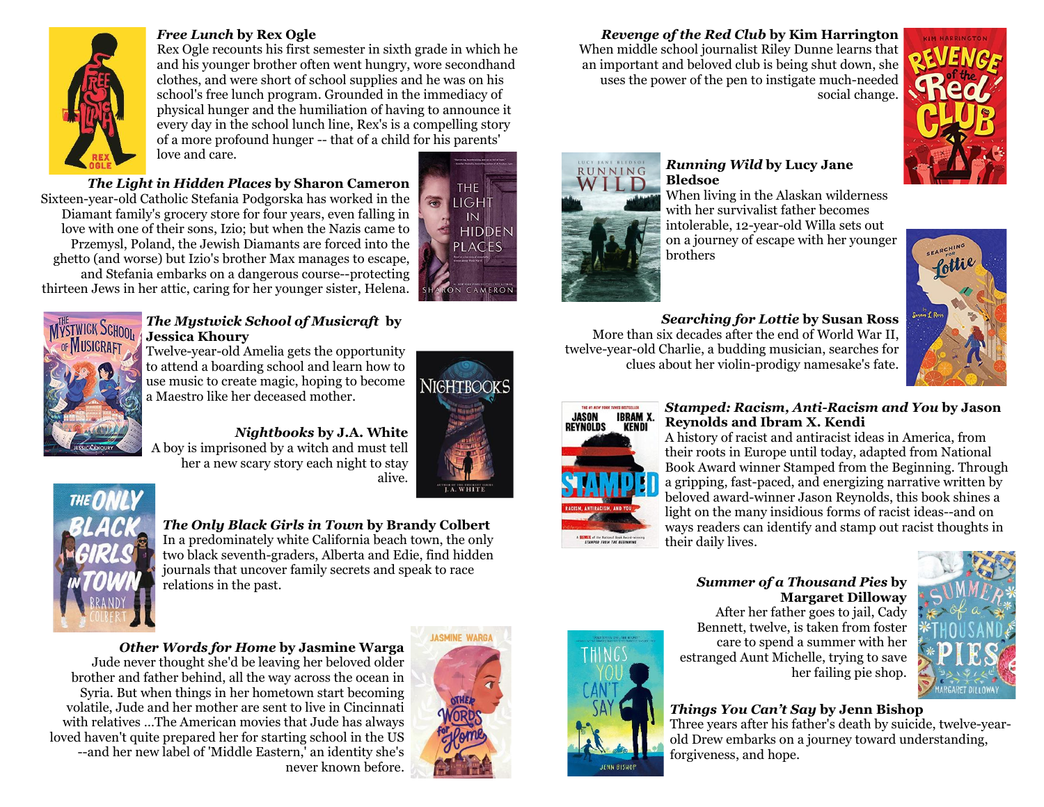***Free Lunch*** **by Rex Ogle**
Rex Ogle recounts his first semester in sixth grade in which he and his younger brother often went hungry, wore secondhand clothes, and were short of school supplies and he was on his school's free lunch program. Grounded in the immediacy of physical hunger and the humiliation of having to announce it every day in the school lunch line, Rex's is a compelling story of a more profound hunger -- that of a child for his parents' love and care.

***The Light in Hidden Places*** **by Sharon Cameron**
Sixteen-year-old Catholic Stefania Podgorska has worked in the Diamant family's grocery store for four years, even falling in love with one of their sons, Izio; but when the Nazis came to Przemysl, Poland, the Jewish Diamants are forced into the ghetto (and worse) but Izio's brother Max manages to escape, and Stefania embarks on a dangerous course--protecting thirteen Jews in her attic, caring for her younger sister, Helena.

***The Mystwick School of Musicraft*** **by Jessica Khoury**
Twelve-year-old Amelia gets the opportunity to attend a boarding school and learn how to use music to create magic, hoping to become a Maestro like her deceased mother.

***Nightbooks*** **by J.A. White**
A boy is imprisoned by a witch and must tell her a new scary story each night to stay alive.

***The Only Black Girls in Town*** **by Brandy Colbert**
In a predominately white California beach town, the only two black seventh-graders, Alberta and Edie, find hidden journals that uncover family secrets and speak to race relations in the past.

***Other Words for Home*** **by Jasmine Warga**
Jude never thought she'd be leaving her beloved older brother and father behind, all the way across the ocean in Syria. But when things in her hometown start becoming volatile, Jude and her mother are sent to live in Cincinnati with relatives ...The American movies that Jude has always loved haven't quite prepared her for starting school in the US --and her new label of 'Middle Eastern,' an identity she's never known before.

***Revenge of the Red Club*** **by Kim Harrington**
When middle school journalist Riley Dunne learns that an important and beloved club is being shut down, she uses the power of the pen to instigate much-needed social change.

***Running Wild*** **by Lucy Jane Bledsoe**
When living in the Alaskan wilderness with her survivalist father becomes intolerable, 12-year-old Willa sets out on a journey of escape with her younger brothers

***Searching for Lottie*** **by Susan Ross**
More than six decades after the end of World War II, twelve-year-old Charlie, a budding musician, searches for clues about her violin-prodigy namesake's fate.

***Stamped: Racism, Anti-Racism and You*** **by Jason Reynolds and Ibram X. Kendi**
A history of racist and antiracist ideas in America, from their roots in Europe until today, adapted from National Book Award winner Stamped from the Beginning. Through a gripping, fast-paced, and energizing narrative written by beloved award-winner Jason Reynolds, this book shines a light on the many insidious forms of racist ideas--and on ways readers can identify and stamp out racist thoughts in their daily lives.

***Summer of a Thousand Pies*** **by Margaret Dilloway**
After her father goes to jail, Cady Bennett, twelve, is taken from foster care to spend a summer with her estranged Aunt Michelle, trying to save her failing pie shop.

***Things You Can't Say*** **by Jenn Bishop**
Three years after his father's death by suicide, twelve-year-old Drew embarks on a journey toward understanding, forgiveness, and hope.